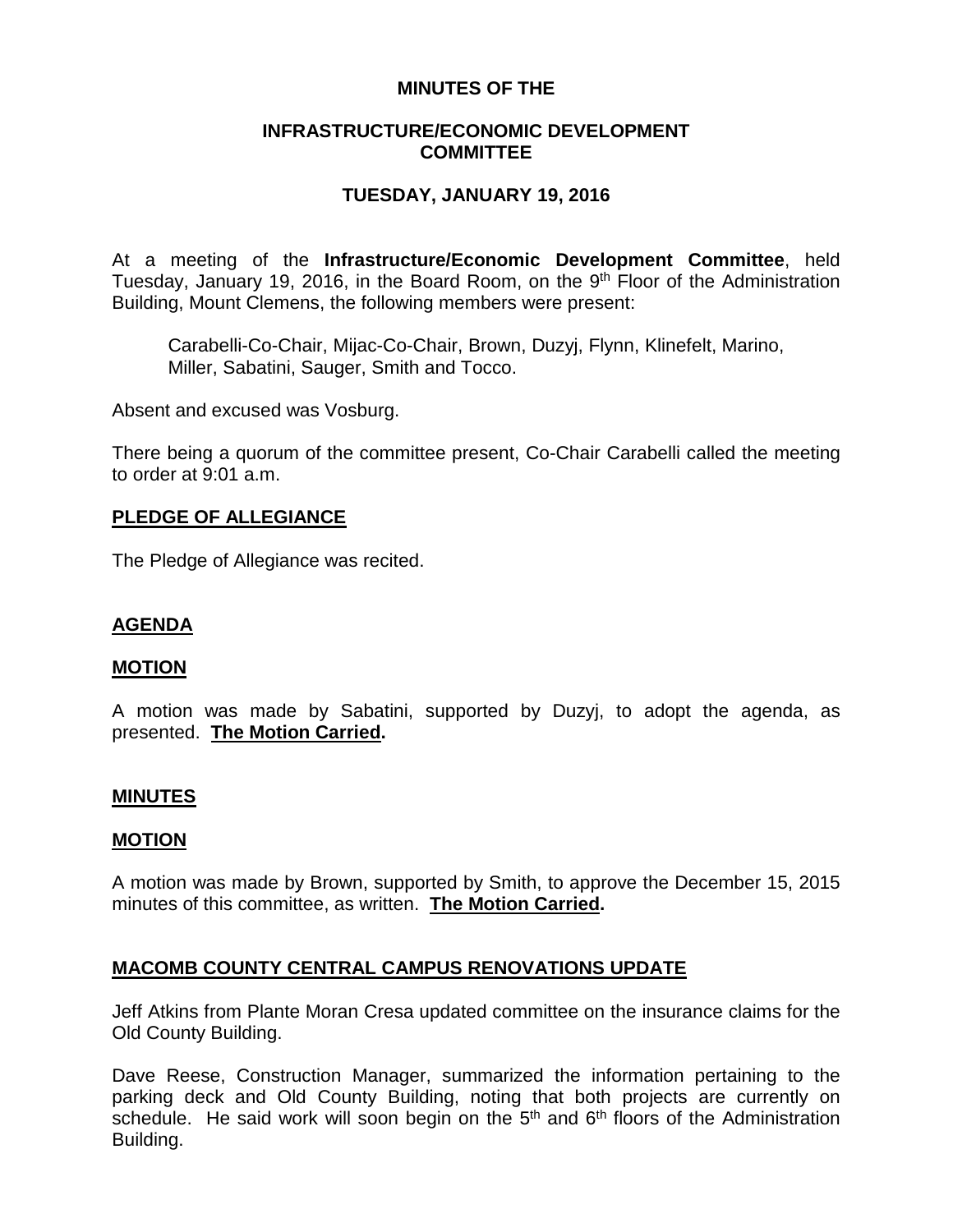# MINUTES OF THE

## INFRASTRUCTURE/ECONOMIC DEVELOPMENT COMMITTEE

## TUESDAY, JANUARY 19, 2016

At a meeting of the **Infrastructure/Economic Development Committee**, held Tuesday, January 19, 2016, in the Board Room, on the 9th Floor of the Administration Building, Mount Clemens, the following members were present:

Carabelli-Co-Chair, Mijac-Co-Chair, Brown, Duzyj, Flynn, Klinefelt, Marino, Miller, Sabatini, Sauger, Smith and Tocco.

Absent and excused was Vosburg.

There being a quorum of the committee present, Co-Chair Carabelli called the meeting to order at 9:01 a.m.

**PLEDGE OF ALLEGIANCE**

The Pledge of Allegiance was recited.

**AGENDA**

**MOTION**

A motion was made by Sabatini, supported by Duzyj, to adopt the agenda, as presented. **The Motion Carried.**

**MINUTES**

**MOTION**

A motion was made by Brown, supported by Smith, to approve the December 15, 2015 minutes of this committee, as written. **The Motion Carried.**

**MACOMB COUNTY CENTRAL CAMPUS RENOVATIONS UPDATE**

Jeff Atkins from Plante Moran Cresa updated committee on the insurance claims for the Old County Building.

Dave Reese, Construction Manager, summarized the information pertaining to the parking deck and Old County Building, noting that both projects are currently on schedule. He said work will soon begin on the 5th and 6th floors of the Administration Building.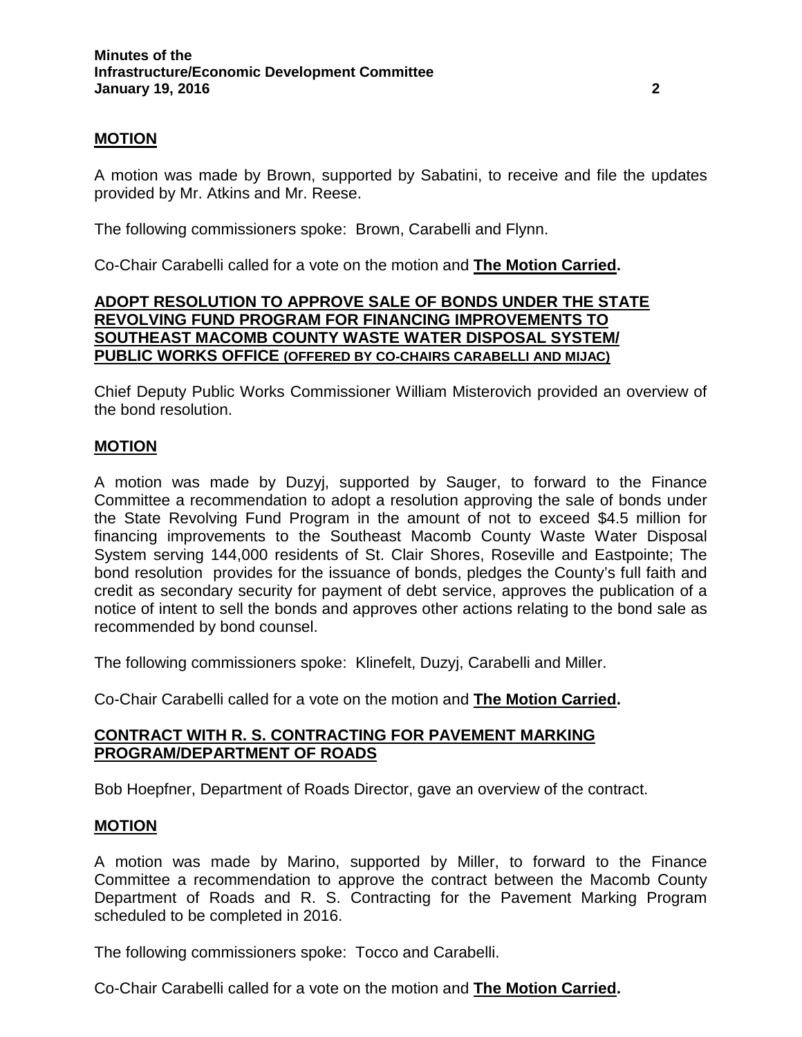**MOTION**

A motion was made by Brown, supported by Sabatini, to receive and file the updates provided by Mr. Atkins and Mr. Reese.

The following commissioners spoke: Brown, Carabelli and Flynn.

Co-Chair Carabelli called for a vote on the motion and **The Motion Carried.**

**ADOPT RESOLUTION TO APPROVE SALE OF BONDS UNDER THE STATE REVOLVING FUND PROGRAM FOR FINANCING IMPROVEMENTS TO SOUTHEAST MACOMB COUNTY WASTE WATER DISPOSAL SYSTEM/ PUBLIC WORKS OFFICE (OFFERED BY CO-CHAIRS CARABELLI AND MIJAC)**

Chief Deputy Public Works Commissioner William Misterovich provided an overview of the bond resolution.

**MOTION**

A motion was made by Duzyj, supported by Sauger, to forward to the Finance Committee a recommendation to adopt a resolution approving the sale of bonds under the State Revolving Fund Program in the amount of not to exceed $4.5 million for financing improvements to the Southeast Macomb County Waste Water Disposal System serving 144,000 residents of St. Clair Shores, Roseville and Eastpointe; The bond resolution provides for the issuance of bonds, pledges the County's full faith and credit as secondary security for payment of debt service, approves the publication of a notice of intent to sell the bonds and approves other actions relating to the bond sale as recommended by bond counsel.

The following commissioners spoke: Klinefelt, Duzyj, Carabelli and Miller.

Co-Chair Carabelli called for a vote on the motion and **The Motion Carried.**

**CONTRACT WITH R. S. CONTRACTING FOR PAVEMENT MARKING PROGRAM/DEPARTMENT OF ROADS**

Bob Hoepfner, Department of Roads Director, gave an overview of the contract.

**MOTION**

A motion was made by Marino, supported by Miller, to forward to the Finance Committee a recommendation to approve the contract between the Macomb County Department of Roads and R. S. Contracting for the Pavement Marking Program scheduled to be completed in 2016.

The following commissioners spoke: Tocco and Carabelli.

Co-Chair Carabelli called for a vote on the motion and **The Motion Carried.**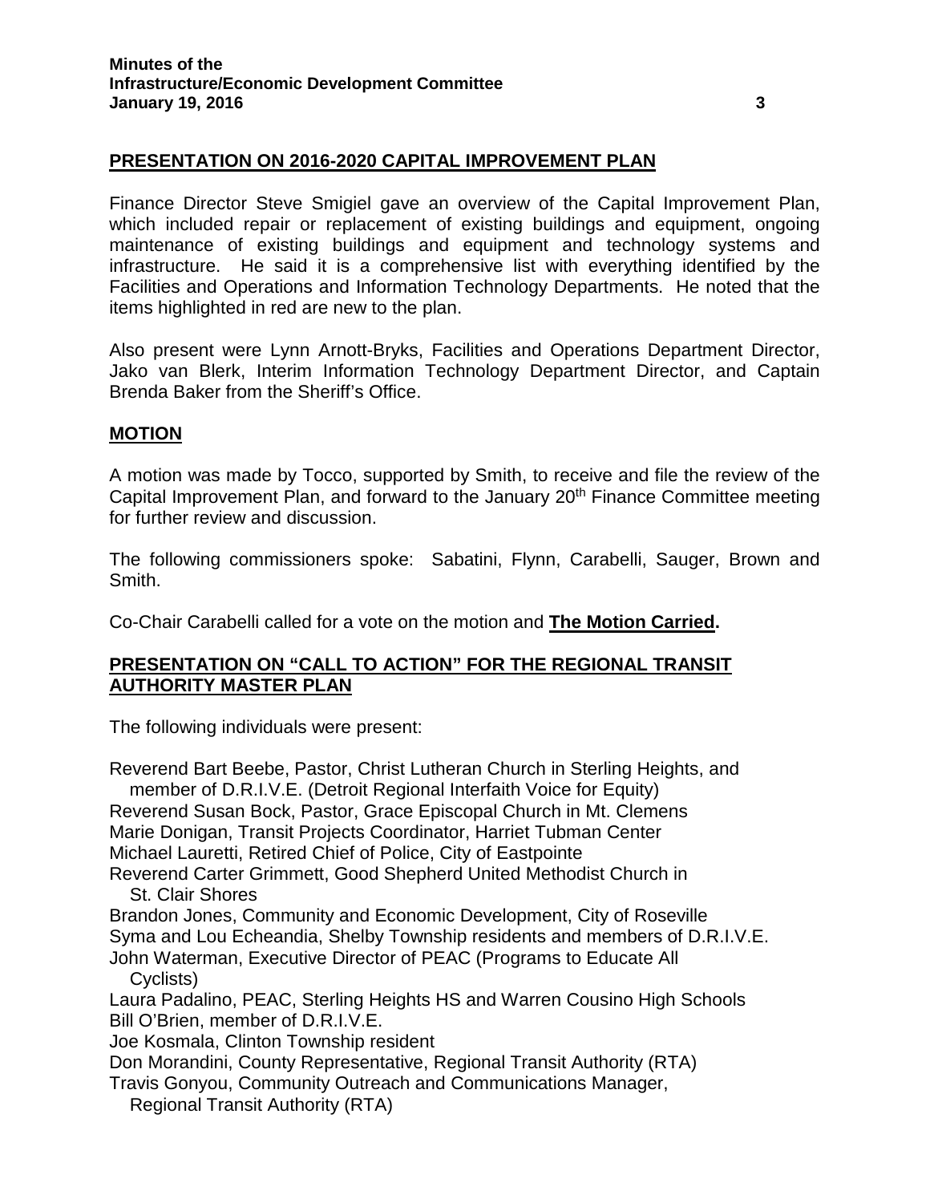## PRESENTATION ON 2016-2020 CAPITAL IMPROVEMENT PLAN

Finance Director Steve Smigiel gave an overview of the Capital Improvement Plan, which included repair or replacement of existing buildings and equipment, ongoing maintenance of existing buildings and equipment and technology systems and infrastructure. He said it is a comprehensive list with everything identified by the Facilities and Operations and Information Technology Departments. He noted that the items highlighted in red are new to the plan.

Also present were Lynn Arnott-Bryks, Facilities and Operations Department Director, Jako van Blerk, Interim Information Technology Department Director, and Captain Brenda Baker from the Sheriff's Office.

## MOTION

A motion was made by Tocco, supported by Smith, to receive and file the review of the Capital Improvement Plan, and forward to the January 20th Finance Committee meeting for further review and discussion.

The following commissioners spoke: Sabatini, Flynn, Carabelli, Sauger, Brown and Smith.

Co-Chair Carabelli called for a vote on the motion and **The Motion Carried.**

## PRESENTATION ON "CALL TO ACTION" FOR THE REGIONAL TRANSIT AUTHORITY MASTER PLAN

The following individuals were present:

Reverend Bart Beebe, Pastor, Christ Lutheran Church in Sterling Heights, and member of D.R.I.V.E. (Detroit Regional Interfaith Voice for Equity)
Reverend Susan Bock, Pastor, Grace Episcopal Church in Mt. Clemens
Marie Donigan, Transit Projects Coordinator, Harriet Tubman Center
Michael Lauretti, Retired Chief of Police, City of Eastpointe
Reverend Carter Grimmett, Good Shepherd United Methodist Church in St. Clair Shores
Brandon Jones, Community and Economic Development, City of Roseville
Syma and Lou Echeandia, Shelby Township residents and members of D.R.I.V.E.
John Waterman, Executive Director of PEAC (Programs to Educate All Cyclists)
Laura Padalino, PEAC, Sterling Heights HS and Warren Cousino High Schools
Bill O'Brien, member of D.R.I.V.E.
Joe Kosmala, Clinton Township resident
Don Morandini, County Representative, Regional Transit Authority (RTA)
Travis Gonyou, Community Outreach and Communications Manager, Regional Transit Authority (RTA)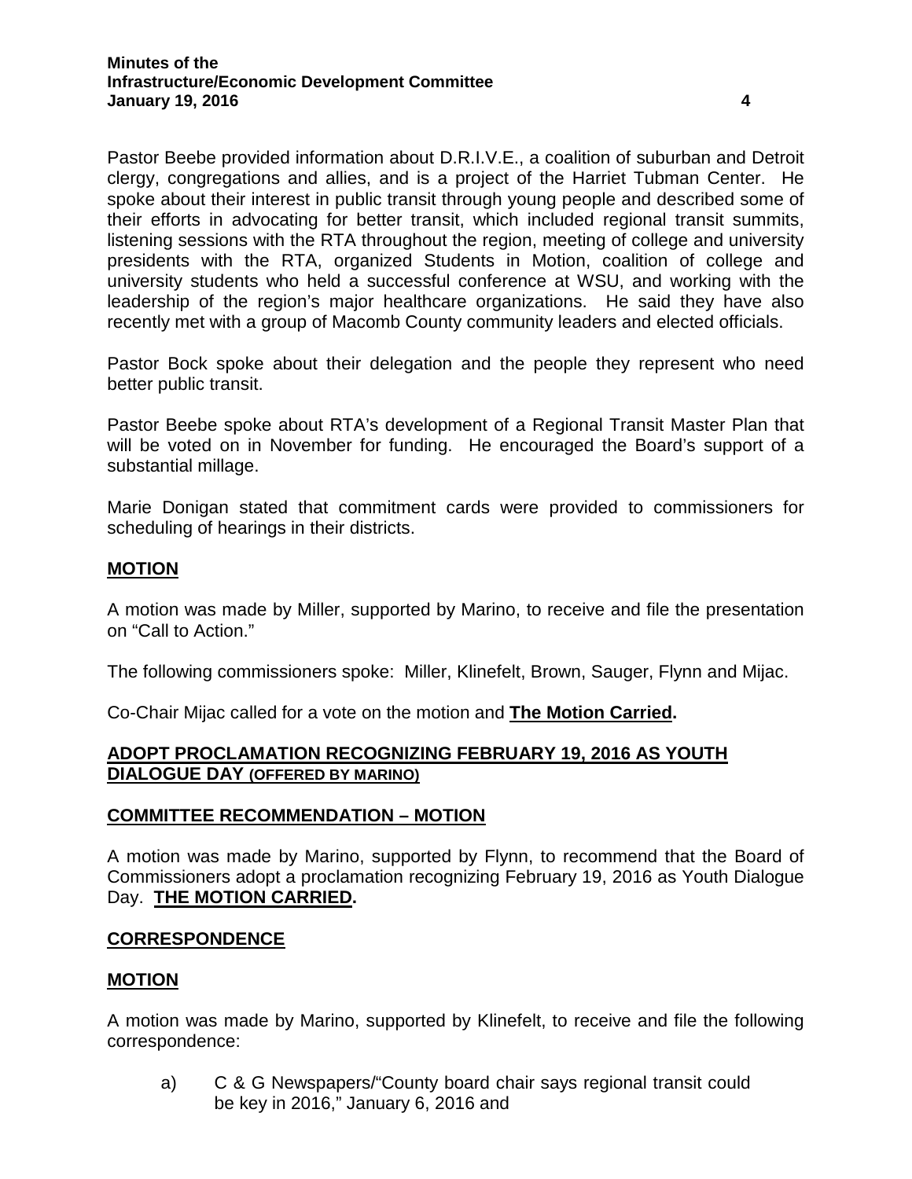Pastor Beebe provided information about D.R.I.V.E., a coalition of suburban and Detroit clergy, congregations and allies, and is a project of the Harriet Tubman Center. He spoke about their interest in public transit through young people and described some of their efforts in advocating for better transit, which included regional transit summits, listening sessions with the RTA throughout the region, meeting of college and university presidents with the RTA, organized Students in Motion, coalition of college and university students who held a successful conference at WSU, and working with the leadership of the region's major healthcare organizations. He said they have also recently met with a group of Macomb County community leaders and elected officials.

Pastor Bock spoke about their delegation and the people they represent who need better public transit.

Pastor Beebe spoke about RTA's development of a Regional Transit Master Plan that will be voted on in November for funding. He encouraged the Board's support of a substantial millage.

Marie Donigan stated that commitment cards were provided to commissioners for scheduling of hearings in their districts.

**MOTION**

A motion was made by Miller, supported by Marino, to receive and file the presentation on "Call to Action."

The following commissioners spoke: Miller, Klinefelt, Brown, Sauger, Flynn and Mijac.

Co-Chair Mijac called for a vote on the motion and **The Motion Carried.**

**ADOPT PROCLAMATION RECOGNIZING FEBRUARY 19, 2016 AS YOUTH DIALOGUE DAY (OFFERED BY MARINO)**

**COMMITTEE RECOMMENDATION – MOTION**

A motion was made by Marino, supported by Flynn, to recommend that the Board of Commissioners adopt a proclamation recognizing February 19, 2016 as Youth Dialogue Day. **THE MOTION CARRIED.**

**CORRESPONDENCE**

**MOTION**

A motion was made by Marino, supported by Klinefelt, to receive and file the following correspondence:

a) C & G Newspapers/"County board chair says regional transit could be key in 2016," January 6, 2016 and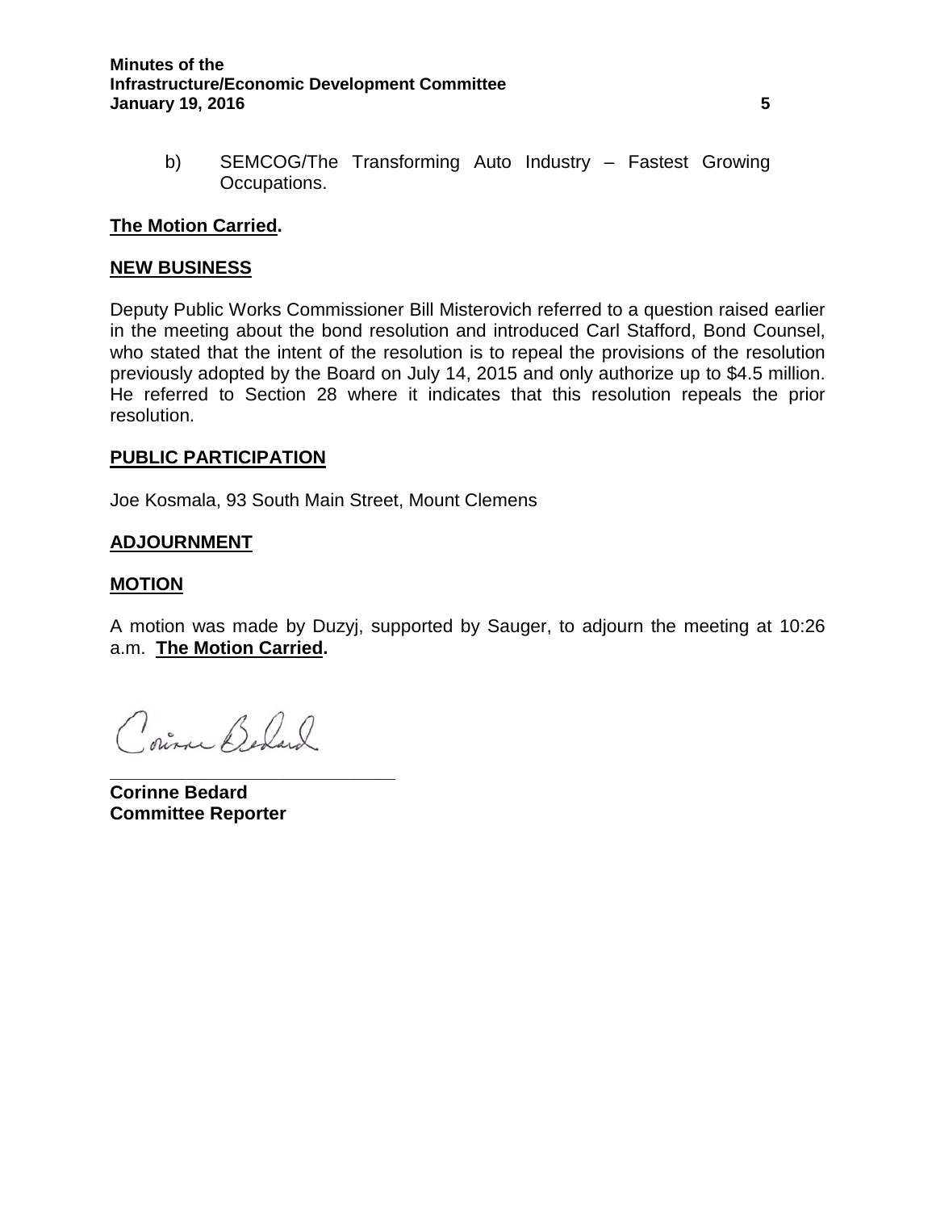b) SEMCOG/The Transforming Auto Industry – Fastest Growing Occupations.

**The Motion Carried.**

## NEW BUSINESS

Deputy Public Works Commissioner Bill Misterovich referred to a question raised earlier in the meeting about the bond resolution and introduced Carl Stafford, Bond Counsel, who stated that the intent of the resolution is to repeal the provisions of the resolution previously adopted by the Board on July 14, 2015 and only authorize up to $4.5 million. He referred to Section 28 where it indicates that this resolution repeals the prior resolution.

## PUBLIC PARTICIPATION

Joe Kosmala, 93 South Main Street, Mount Clemens

## ADJOURNMENT

## MOTION

A motion was made by Duzyj, supported by Sauger, to adjourn the meeting at 10:26 a.m. **The Motion Carried.**

**Corinne Bedard**
**Committee Reporter**